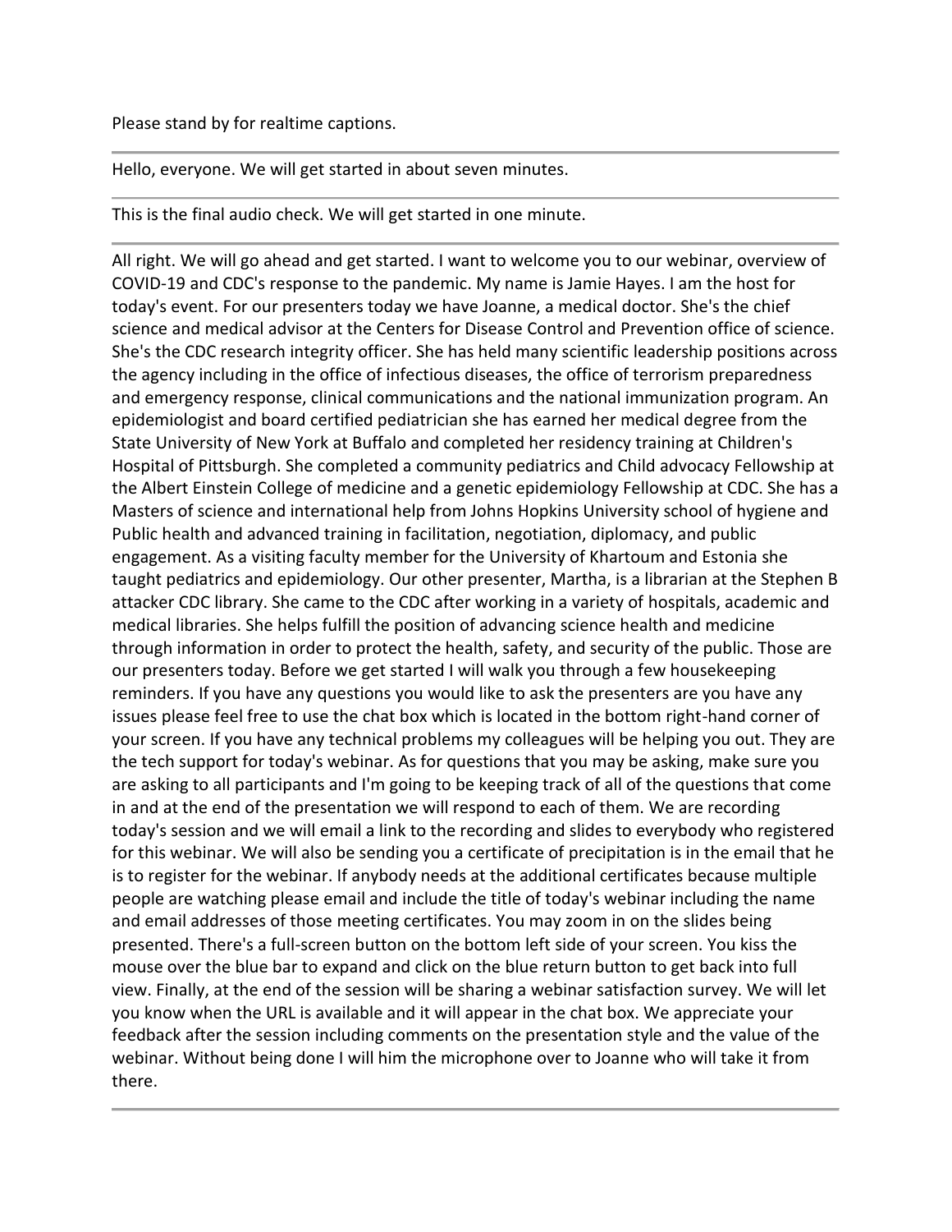Please stand by for realtime captions.

---

Hello, everyone. We will get started in about seven minutes.

---

This is the final audio check. We will get started in one minute.

---

All right. We will go ahead and get started. I want to welcome you to our webinar, overview of COVID-19 and CDC's response to the pandemic. My name is Jamie Hayes. I am the host for today's event. For our presenters today we have Joanne, a medical doctor. She's the chief science and medical advisor at the Centers for Disease Control and Prevention office of science. She's the CDC research integrity officer. She has held many scientific leadership positions across the agency including in the office of infectious diseases, the office of terrorism preparedness and emergency response, clinical communications and the national immunization program. An epidemiologist and board certified pediatrician she has earned her medical degree from the State University of New York at Buffalo and completed her residency training at Children's Hospital of Pittsburgh. She completed a community pediatrics and Child advocacy Fellowship at the Albert Einstein College of medicine and a genetic epidemiology Fellowship at CDC. She has a Masters of science and international help from Johns Hopkins University school of hygiene and Public health and advanced training in facilitation, negotiation, diplomacy, and public engagement. As a visiting faculty member for the University of Khartoum and Estonia she taught pediatrics and epidemiology. Our other presenter, Martha, is a librarian at the Stephen B attacker CDC library. She came to the CDC after working in a variety of hospitals, academic and medical libraries. She helps fulfill the position of advancing science health and medicine through information in order to protect the health, safety, and security of the public. Those are our presenters today. Before we get started I will walk you through a few housekeeping reminders. If you have any questions you would like to ask the presenters are you have any issues please feel free to use the chat box which is located in the bottom right-hand corner of your screen. If you have any technical problems my colleagues will be helping you out. They are the tech support for today's webinar. As for questions that you may be asking, make sure you are asking to all participants and I'm going to be keeping track of all of the questions that come in and at the end of the presentation we will respond to each of them. We are recording today's session and we will email a link to the recording and slides to everybody who registered for this webinar. We will also be sending you a certificate of precipitation is in the email that he is to register for the webinar. If anybody needs at the additional certificates because multiple people are watching please email and include the title of today's webinar including the name and email addresses of those meeting certificates. You may zoom in on the slides being presented. There's a full-screen button on the bottom left side of your screen. You kiss the mouse over the blue bar to expand and click on the blue return button to get back into full view. Finally, at the end of the session will be sharing a webinar satisfaction survey. We will let you know when the URL is available and it will appear in the chat box. We appreciate your feedback after the session including comments on the presentation style and the value of the webinar. Without being done I will him the microphone over to Joanne who will take it from there.

---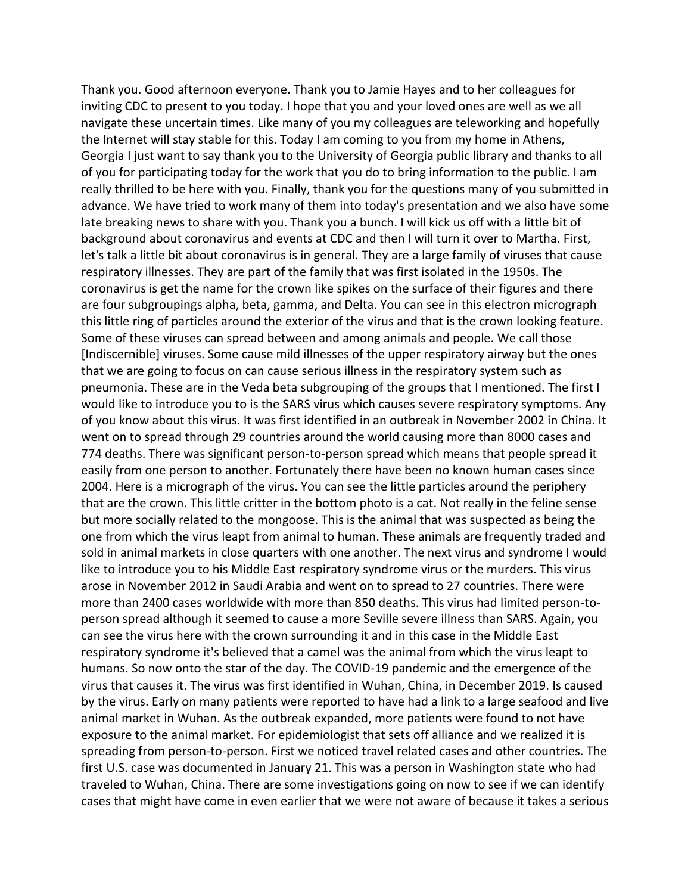Thank you. Good afternoon everyone. Thank you to Jamie Hayes and to her colleagues for inviting CDC to present to you today. I hope that you and your loved ones are well as we all navigate these uncertain times. Like many of you my colleagues are teleworking and hopefully the Internet will stay stable for this. Today I am coming to you from my home in Athens, Georgia I just want to say thank you to the University of Georgia public library and thanks to all of you for participating today for the work that you do to bring information to the public. I am really thrilled to be here with you. Finally, thank you for the questions many of you submitted in advance. We have tried to work many of them into today's presentation and we also have some late breaking news to share with you. Thank you a bunch. I will kick us off with a little bit of background about coronavirus and events at CDC and then I will turn it over to Martha. First, let's talk a little bit about coronavirus is in general. They are a large family of viruses that cause respiratory illnesses. They are part of the family that was first isolated in the 1950s. The coronavirus is get the name for the crown like spikes on the surface of their figures and there are four subgroupings alpha, beta, gamma, and Delta. You can see in this electron micrograph this little ring of particles around the exterior of the virus and that is the crown looking feature. Some of these viruses can spread between and among animals and people. We call those [Indiscernible] viruses. Some cause mild illnesses of the upper respiratory airway but the ones that we are going to focus on can cause serious illness in the respiratory system such as pneumonia. These are in the Veda beta subgrouping of the groups that I mentioned. The first I would like to introduce you to is the SARS virus which causes severe respiratory symptoms. Any of you know about this virus. It was first identified in an outbreak in November 2002 in China. It went on to spread through 29 countries around the world causing more than 8000 cases and 774 deaths. There was significant person-to-person spread which means that people spread it easily from one person to another. Fortunately there have been no known human cases since 2004. Here is a micrograph of the virus. You can see the little particles around the periphery that are the crown. This little critter in the bottom photo is a cat. Not really in the feline sense but more socially related to the mongoose. This is the animal that was suspected as being the one from which the virus leapt from animal to human. These animals are frequently traded and sold in animal markets in close quarters with one another. The next virus and syndrome I would like to introduce you to his Middle East respiratory syndrome virus or the murders. This virus arose in November 2012 in Saudi Arabia and went on to spread to 27 countries. There were more than 2400 cases worldwide with more than 850 deaths. This virus had limited person-to-person spread although it seemed to cause a more Seville severe illness than SARS. Again, you can see the virus here with the crown surrounding it and in this case in the Middle East respiratory syndrome it's believed that a camel was the animal from which the virus leapt to humans. So now onto the star of the day. The COVID-19 pandemic and the emergence of the virus that causes it. The virus was first identified in Wuhan, China, in December 2019. Is caused by the virus. Early on many patients were reported to have had a link to a large seafood and live animal market in Wuhan. As the outbreak expanded, more patients were found to not have exposure to the animal market. For epidemiologist that sets off alliance and we realized it is spreading from person-to-person. First we noticed travel related cases and other countries. The first U.S. case was documented in January 21. This was a person in Washington state who had traveled to Wuhan, China. There are some investigations going on now to see if we can identify cases that might have come in even earlier that we were not aware of because it takes a serious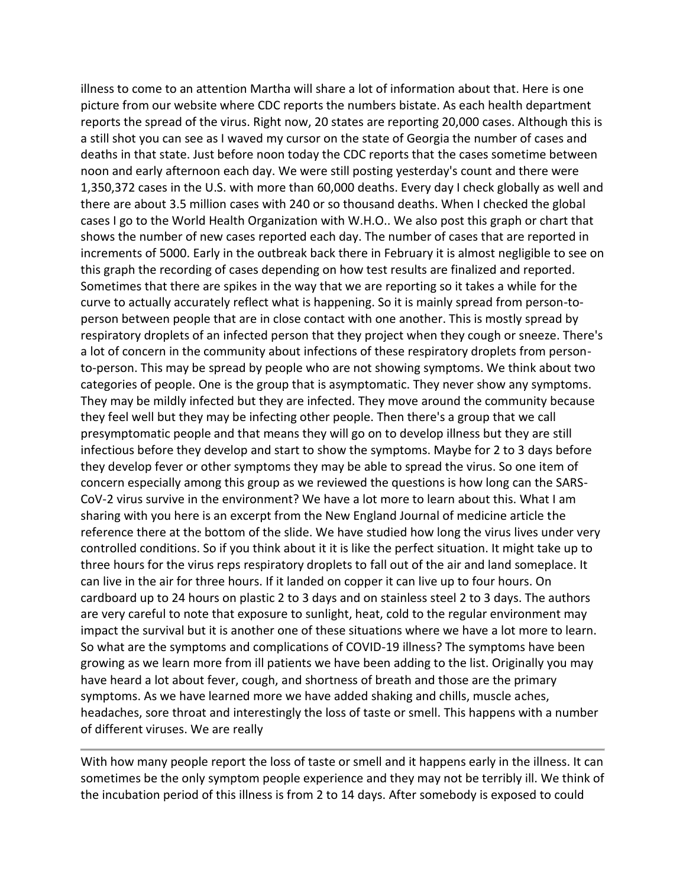illness to come to an attention Martha will share a lot of information about that. Here is one picture from our website where CDC reports the numbers bistate. As each health department reports the spread of the virus. Right now, 20 states are reporting 20,000 cases. Although this is a still shot you can see as I waved my cursor on the state of Georgia the number of cases and deaths in that state. Just before noon today the CDC reports that the cases sometime between noon and early afternoon each day. We were still posting yesterday's count and there were 1,350,372 cases in the U.S. with more than 60,000 deaths. Every day I check globally as well and there are about 3.5 million cases with 240 or so thousand deaths. When I checked the global cases I go to the World Health Organization with W.H.O.. We also post this graph or chart that shows the number of new cases reported each day. The number of cases that are reported in increments of 5000. Early in the outbreak back there in February it is almost negligible to see on this graph the recording of cases depending on how test results are finalized and reported. Sometimes that there are spikes in the way that we are reporting so it takes a while for the curve to actually accurately reflect what is happening. So it is mainly spread from person-to-person between people that are in close contact with one another. This is mostly spread by respiratory droplets of an infected person that they project when they cough or sneeze. There's a lot of concern in the community about infections of these respiratory droplets from person-to-person. This may be spread by people who are not showing symptoms. We think about two categories of people. One is the group that is asymptomatic. They never show any symptoms. They may be mildly infected but they are infected. They move around the community because they feel well but they may be infecting other people. Then there's a group that we call presymptomatic people and that means they will go on to develop illness but they are still infectious before they develop and start to show the symptoms. Maybe for 2 to 3 days before they develop fever or other symptoms they may be able to spread the virus. So one item of concern especially among this group as we reviewed the questions is how long can the SARS-CoV-2 virus survive in the environment? We have a lot more to learn about this. What I am sharing with you here is an excerpt from the New England Journal of medicine article the reference there at the bottom of the slide. We have studied how long the virus lives under very controlled conditions. So if you think about it it is like the perfect situation. It might take up to three hours for the virus reps respiratory droplets to fall out of the air and land someplace. It can live in the air for three hours. If it landed on copper it can live up to four hours. On cardboard up to 24 hours on plastic 2 to 3 days and on stainless steel 2 to 3 days. The authors are very careful to note that exposure to sunlight, heat, cold to the regular environment may impact the survival but it is another one of these situations where we have a lot more to learn. So what are the symptoms and complications of COVID-19 illness? The symptoms have been growing as we learn more from ill patients we have been adding to the list. Originally you may have heard a lot about fever, cough, and shortness of breath and those are the primary symptoms. As we have learned more we have added shaking and chills, muscle aches, headaches, sore throat and interestingly the loss of taste or smell. This happens with a number of different viruses. We are really

---

With how many people report the loss of taste or smell and it happens early in the illness. It can sometimes be the only symptom people experience and they may not be terribly ill. We think of the incubation period of this illness is from 2 to 14 days. After somebody is exposed to could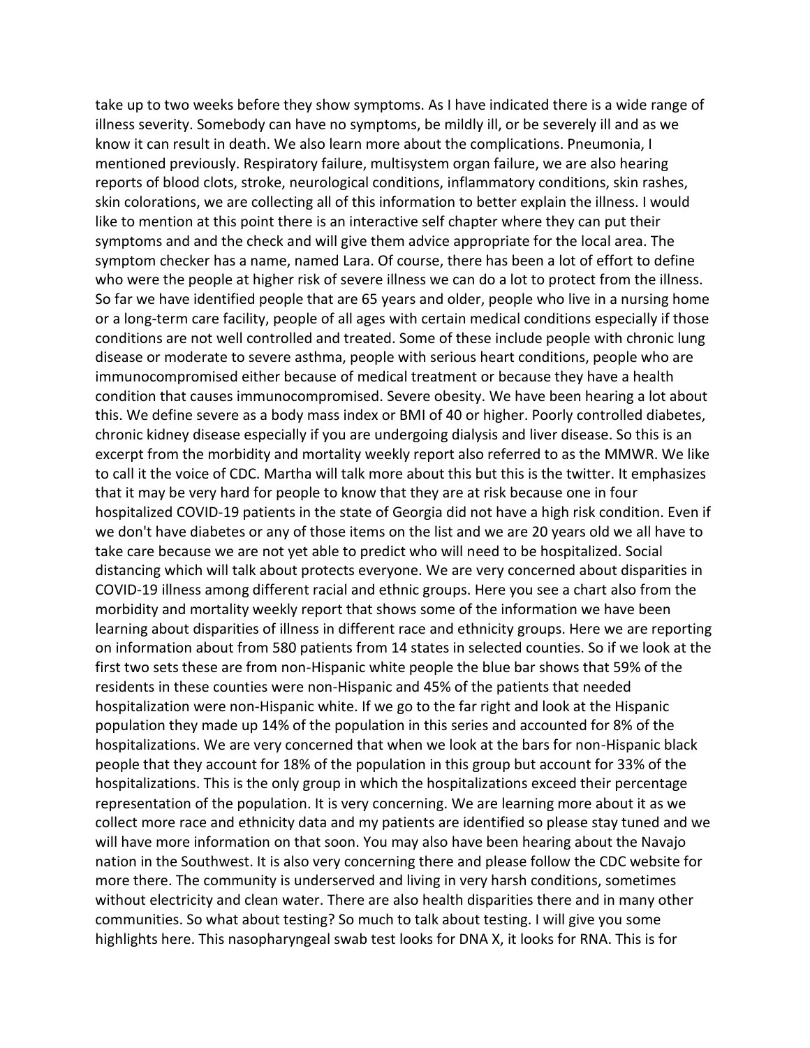take up to two weeks before they show symptoms. As I have indicated there is a wide range of illness severity. Somebody can have no symptoms, be mildly ill, or be severely ill and as we know it can result in death. We also learn more about the complications. Pneumonia, I mentioned previously. Respiratory failure, multisystem organ failure, we are also hearing reports of blood clots, stroke, neurological conditions, inflammatory conditions, skin rashes, skin colorations, we are collecting all of this information to better explain the illness. I would like to mention at this point there is an interactive self chapter where they can put their symptoms and and the check and will give them advice appropriate for the local area. The symptom checker has a name, named Lara. Of course, there has been a lot of effort to define who were the people at higher risk of severe illness we can do a lot to protect from the illness. So far we have identified people that are 65 years and older, people who live in a nursing home or a long-term care facility, people of all ages with certain medical conditions especially if those conditions are not well controlled and treated. Some of these include people with chronic lung disease or moderate to severe asthma, people with serious heart conditions, people who are immunocompromised either because of medical treatment or because they have a health condition that causes immunocompromised. Severe obesity. We have been hearing a lot about this. We define severe as a body mass index or BMI of 40 or higher. Poorly controlled diabetes, chronic kidney disease especially if you are undergoing dialysis and liver disease. So this is an excerpt from the morbidity and mortality weekly report also referred to as the MMWR. We like to call it the voice of CDC. Martha will talk more about this but this is the twitter. It emphasizes that it may be very hard for people to know that they are at risk because one in four hospitalized COVID-19 patients in the state of Georgia did not have a high risk condition. Even if we don't have diabetes or any of those items on the list and we are 20 years old we all have to take care because we are not yet able to predict who will need to be hospitalized. Social distancing which will talk about protects everyone. We are very concerned about disparities in COVID-19 illness among different racial and ethnic groups. Here you see a chart also from the morbidity and mortality weekly report that shows some of the information we have been learning about disparities of illness in different race and ethnicity groups. Here we are reporting on information about from 580 patients from 14 states in selected counties. So if we look at the first two sets these are from non-Hispanic white people the blue bar shows that 59% of the residents in these counties were non-Hispanic and 45% of the patients that needed hospitalization were non-Hispanic white. If we go to the far right and look at the Hispanic population they made up 14% of the population in this series and accounted for 8% of the hospitalizations. We are very concerned that when we look at the bars for non-Hispanic black people that they account for 18% of the population in this group but account for 33% of the hospitalizations. This is the only group in which the hospitalizations exceed their percentage representation of the population. It is very concerning. We are learning more about it as we collect more race and ethnicity data and my patients are identified so please stay tuned and we will have more information on that soon. You may also have been hearing about the Navajo nation in the Southwest. It is also very concerning there and please follow the CDC website for more there. The community is underserved and living in very harsh conditions, sometimes without electricity and clean water. There are also health disparities there and in many other communities. So what about testing? So much to talk about testing. I will give you some highlights here. This nasopharyngeal swab test looks for DNA X, it looks for RNA. This is for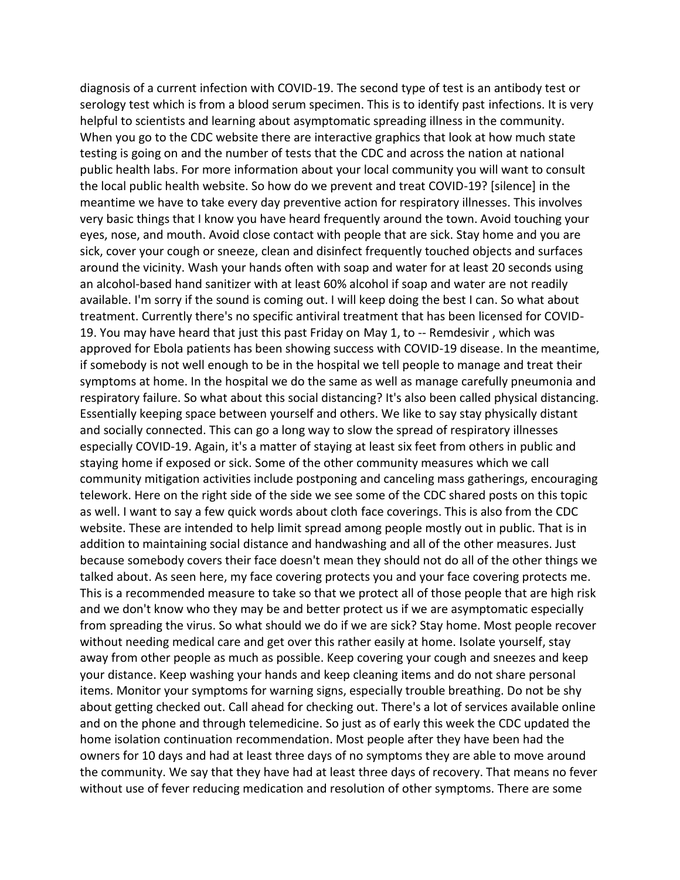diagnosis of a current infection with COVID-19. The second type of test is an antibody test or serology test which is from a blood serum specimen. This is to identify past infections. It is very helpful to scientists and learning about asymptomatic spreading illness in the community. When you go to the CDC website there are interactive graphics that look at how much state testing is going on and the number of tests that the CDC and across the nation at national public health labs. For more information about your local community you will want to consult the local public health website. So how do we prevent and treat COVID-19? [silence] in the meantime we have to take every day preventive action for respiratory illnesses. This involves very basic things that I know you have heard frequently around the town. Avoid touching your eyes, nose, and mouth. Avoid close contact with people that are sick. Stay home and you are sick, cover your cough or sneeze, clean and disinfect frequently touched objects and surfaces around the vicinity. Wash your hands often with soap and water for at least 20 seconds using an alcohol-based hand sanitizer with at least 60% alcohol if soap and water are not readily available. I'm sorry if the sound is coming out. I will keep doing the best I can. So what about treatment. Currently there's no specific antiviral treatment that has been licensed for COVID-19. You may have heard that just this past Friday on May 1, to -- Remdesivir , which was approved for Ebola patients has been showing success with COVID-19 disease. In the meantime, if somebody is not well enough to be in the hospital we tell people to manage and treat their symptoms at home. In the hospital we do the same as well as manage carefully pneumonia and respiratory failure. So what about this social distancing? It's also been called physical distancing. Essentially keeping space between yourself and others. We like to say stay physically distant and socially connected. This can go a long way to slow the spread of respiratory illnesses especially COVID-19. Again, it's a matter of staying at least six feet from others in public and staying home if exposed or sick. Some of the other community measures which we call community mitigation activities include postponing and canceling mass gatherings, encouraging telework. Here on the right side of the side we see some of the CDC shared posts on this topic as well. I want to say a few quick words about cloth face coverings. This is also from the CDC website. These are intended to help limit spread among people mostly out in public. That is in addition to maintaining social distance and handwashing and all of the other measures. Just because somebody covers their face doesn't mean they should not do all of the other things we talked about. As seen here, my face covering protects you and your face covering protects me. This is a recommended measure to take so that we protect all of those people that are high risk and we don't know who they may be and better protect us if we are asymptomatic especially from spreading the virus. So what should we do if we are sick? Stay home. Most people recover without needing medical care and get over this rather easily at home. Isolate yourself, stay away from other people as much as possible. Keep covering your cough and sneezes and keep your distance. Keep washing your hands and keep cleaning items and do not share personal items. Monitor your symptoms for warning signs, especially trouble breathing. Do not be shy about getting checked out. Call ahead for checking out. There's a lot of services available online and on the phone and through telemedicine. So just as of early this week the CDC updated the home isolation continuation recommendation. Most people after they have been had the owners for 10 days and had at least three days of no symptoms they are able to move around the community. We say that they have had at least three days of recovery. That means no fever without use of fever reducing medication and resolution of other symptoms. There are some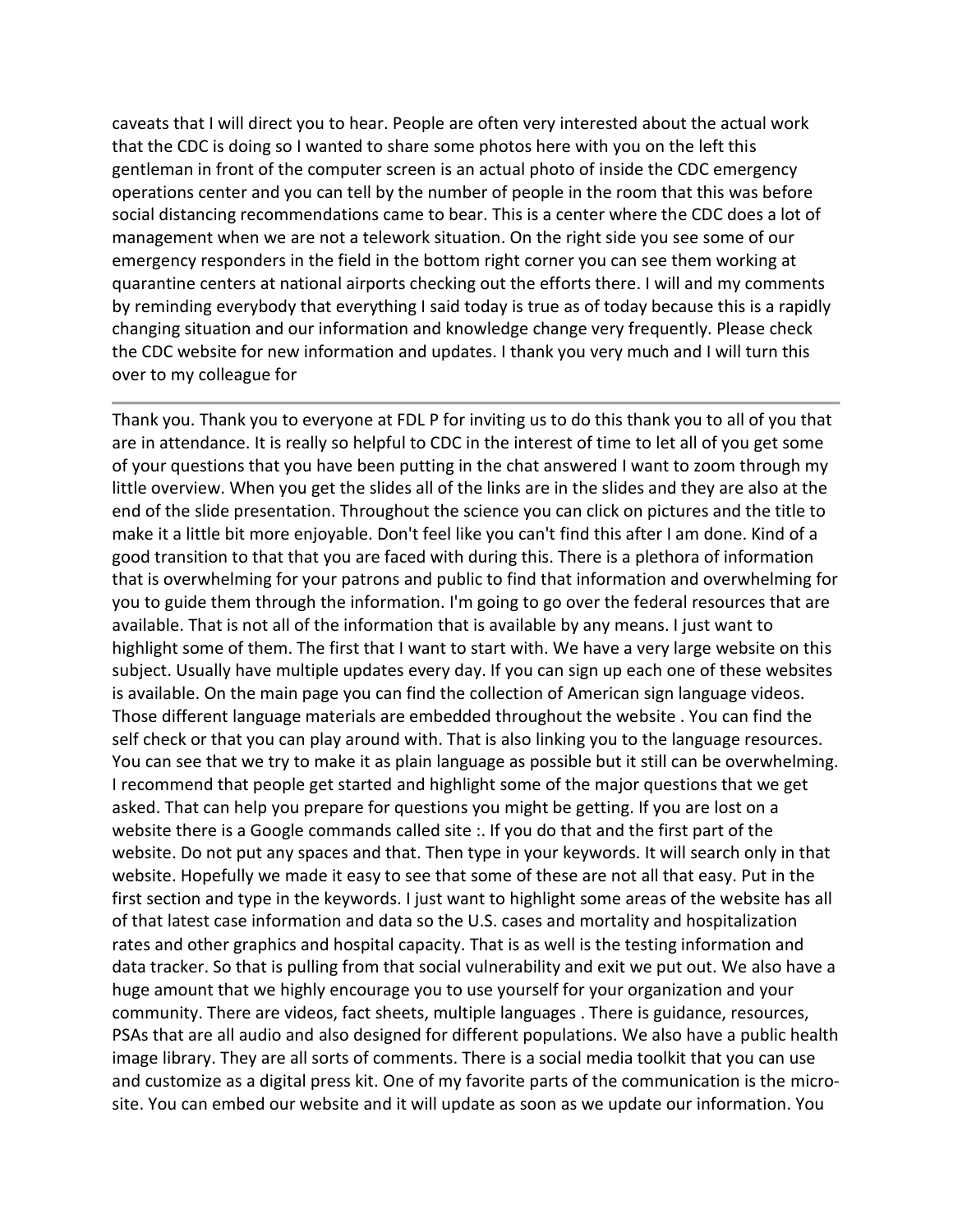caveats that I will direct you to hear. People are often very interested about the actual work that the CDC is doing so I wanted to share some photos here with you on the left this gentleman in front of the computer screen is an actual photo of inside the CDC emergency operations center and you can tell by the number of people in the room that this was before social distancing recommendations came to bear. This is a center where the CDC does a lot of management when we are not a telework situation. On the right side you see some of our emergency responders in the field in the bottom right corner you can see them working at quarantine centers at national airports checking out the efforts there. I will and my comments by reminding everybody that everything I said today is true as of today because this is a rapidly changing situation and our information and knowledge change very frequently. Please check the CDC website for new information and updates. I thank you very much and I will turn this over to my colleague for

---

Thank you. Thank you to everyone at FDL P for inviting us to do this thank you to all of you that are in attendance. It is really so helpful to CDC in the interest of time to let all of you get some of your questions that you have been putting in the chat answered I want to zoom through my little overview. When you get the slides all of the links are in the slides and they are also at the end of the slide presentation. Throughout the science you can click on pictures and the title to make it a little bit more enjoyable. Don't feel like you can't find this after I am done. Kind of a good transition to that that you are faced with during this. There is a plethora of information that is overwhelming for your patrons and public to find that information and overwhelming for you to guide them through the information. I'm going to go over the federal resources that are available. That is not all of the information that is available by any means. I just want to highlight some of them. The first that I want to start with. We have a very large website on this subject. Usually have multiple updates every day. If you can sign up each one of these websites is available. On the main page you can find the collection of American sign language videos. Those different language materials are embedded throughout the website . You can find the self check or that you can play around with. That is also linking you to the language resources. You can see that we try to make it as plain language as possible but it still can be overwhelming. I recommend that people get started and highlight some of the major questions that we get asked. That can help you prepare for questions you might be getting. If you are lost on a website there is a Google commands called site :. If you do that and the first part of the website. Do not put any spaces and that. Then type in your keywords. It will search only in that website. Hopefully we made it easy to see that some of these are not all that easy. Put in the first section and type in the keywords. I just want to highlight some areas of the website has all of that latest case information and data so the U.S. cases and mortality and hospitalization rates and other graphics and hospital capacity. That is as well is the testing information and data tracker. So that is pulling from that social vulnerability and exit we put out. We also have a huge amount that we highly encourage you to use yourself for your organization and your community. There are videos, fact sheets, multiple languages . There is guidance, resources, PSAs that are all audio and also designed for different populations. We also have a public health image library. They are all sorts of comments. There is a social media toolkit that you can use and customize as a digital press kit. One of my favorite parts of the communication is the micro-site. You can embed our website and it will update as soon as we update our information. You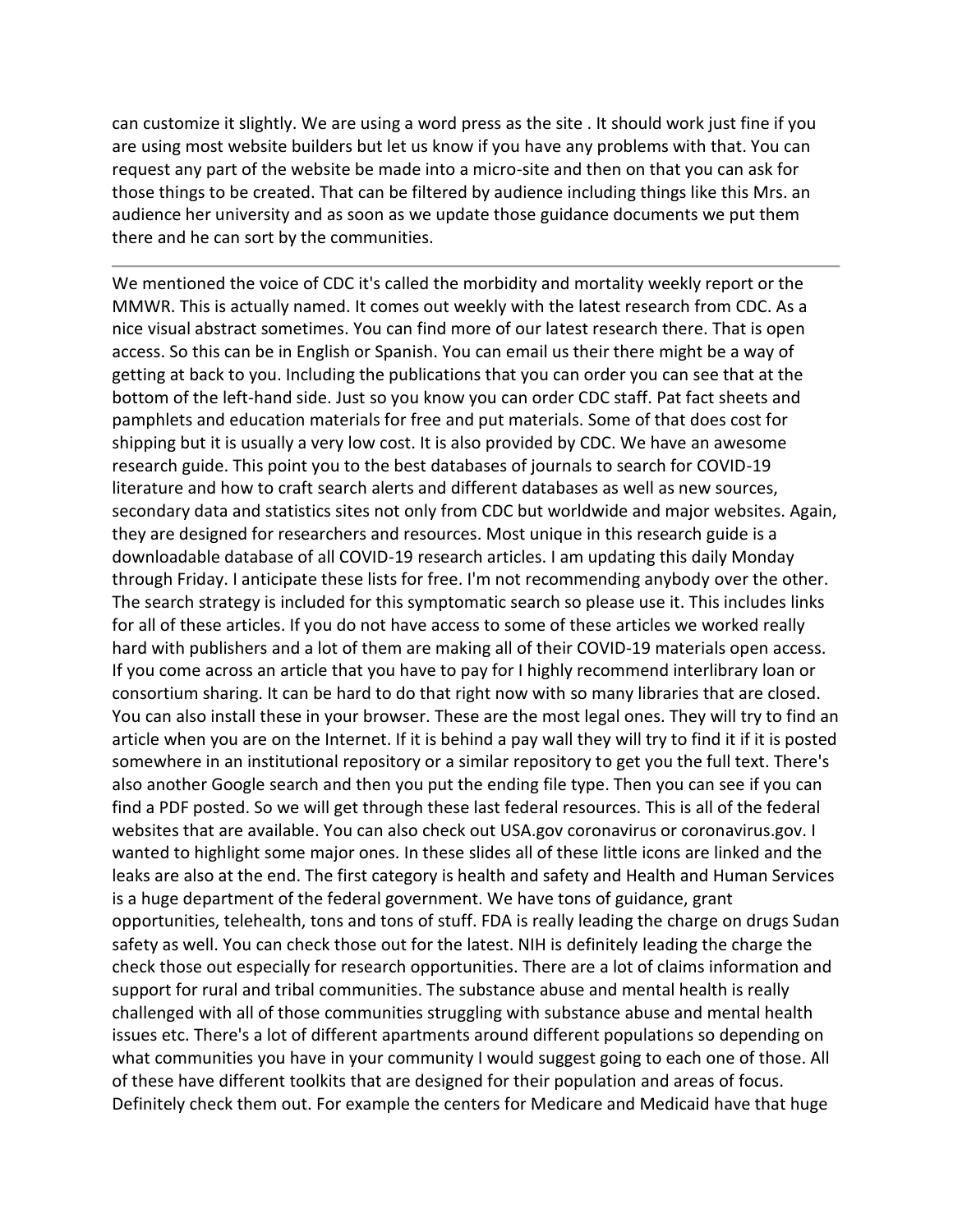can customize it slightly. We are using a word press as the site . It should work just fine if you are using most website builders but let us know if you have any problems with that. You can request any part of the website be made into a micro-site and then on that you can ask for those things to be created. That can be filtered by audience including things like this Mrs. an audience her university and as soon as we update those guidance documents we put them there and he can sort by the communities.

---

We mentioned the voice of CDC it's called the morbidity and mortality weekly report or the MMWR. This is actually named. It comes out weekly with the latest research from CDC. As a nice visual abstract sometimes. You can find more of our latest research there. That is open access. So this can be in English or Spanish. You can email us their there might be a way of getting at back to you. Including the publications that you can order you can see that at the bottom of the left-hand side. Just so you know you can order CDC staff. Pat fact sheets and pamphlets and education materials for free and put materials. Some of that does cost for shipping but it is usually a very low cost. It is also provided by CDC. We have an awesome research guide. This point you to the best databases of journals to search for COVID-19 literature and how to craft search alerts and different databases as well as new sources, secondary data and statistics sites not only from CDC but worldwide and major websites. Again, they are designed for researchers and resources. Most unique in this research guide is a downloadable database of all COVID-19 research articles. I am updating this daily Monday through Friday. I anticipate these lists for free. I'm not recommending anybody over the other. The search strategy is included for this symptomatic search so please use it. This includes links for all of these articles. If you do not have access to some of these articles we worked really hard with publishers and a lot of them are making all of their COVID-19 materials open access. If you come across an article that you have to pay for I highly recommend interlibrary loan or consortium sharing. It can be hard to do that right now with so many libraries that are closed. You can also install these in your browser. These are the most legal ones. They will try to find an article when you are on the Internet. If it is behind a pay wall they will try to find it if it is posted somewhere in an institutional repository or a similar repository to get you the full text. There's also another Google search and then you put the ending file type. Then you can see if you can find a PDF posted. So we will get through these last federal resources. This is all of the federal websites that are available. You can also check out USA.gov coronavirus or coronavirus.gov. I wanted to highlight some major ones. In these slides all of these little icons are linked and the leaks are also at the end. The first category is health and safety and Health and Human Services is a huge department of the federal government. We have tons of guidance, grant opportunities, telehealth, tons and tons of stuff. FDA is really leading the charge on drugs Sudan safety as well. You can check those out for the latest. NIH is definitely leading the charge the check those out especially for research opportunities. There are a lot of claims information and support for rural and tribal communities. The substance abuse and mental health is really challenged with all of those communities struggling with substance abuse and mental health issues etc. There's a lot of different apartments around different populations so depending on what communities you have in your community I would suggest going to each one of those. All of these have different toolkits that are designed for their population and areas of focus. Definitely check them out. For example the centers for Medicare and Medicaid have that huge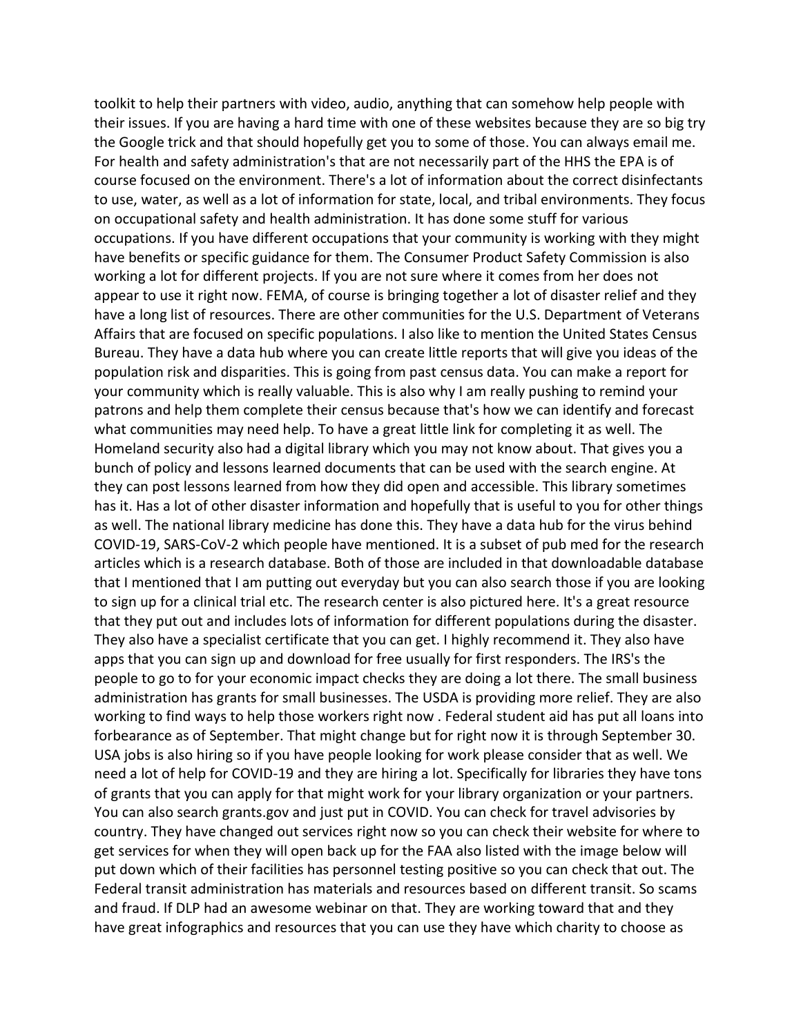toolkit to help their partners with video, audio, anything that can somehow help people with their issues. If you are having a hard time with one of these websites because they are so big try the Google trick and that should hopefully get you to some of those. You can always email me. For health and safety administration's that are not necessarily part of the HHS the EPA is of course focused on the environment. There's a lot of information about the correct disinfectants to use, water, as well as a lot of information for state, local, and tribal environments. They focus on occupational safety and health administration. It has done some stuff for various occupations. If you have different occupations that your community is working with they might have benefits or specific guidance for them. The Consumer Product Safety Commission is also working a lot for different projects. If you are not sure where it comes from her does not appear to use it right now. FEMA, of course is bringing together a lot of disaster relief and they have a long list of resources. There are other communities for the U.S. Department of Veterans Affairs that are focused on specific populations. I also like to mention the United States Census Bureau. They have a data hub where you can create little reports that will give you ideas of the population risk and disparities. This is going from past census data. You can make a report for your community which is really valuable. This is also why I am really pushing to remind your patrons and help them complete their census because that's how we can identify and forecast what communities may need help. To have a great little link for completing it as well. The Homeland security also had a digital library which you may not know about. That gives you a bunch of policy and lessons learned documents that can be used with the search engine. At they can post lessons learned from how they did open and accessible. This library sometimes has it. Has a lot of other disaster information and hopefully that is useful to you for other things as well. The national library medicine has done this. They have a data hub for the virus behind COVID-19, SARS-CoV-2 which people have mentioned. It is a subset of pub med for the research articles which is a research database. Both of those are included in that downloadable database that I mentioned that I am putting out everyday but you can also search those if you are looking to sign up for a clinical trial etc. The research center is also pictured here. It's a great resource that they put out and includes lots of information for different populations during the disaster. They also have a specialist certificate that you can get. I highly recommend it. They also have apps that you can sign up and download for free usually for first responders. The IRS's the people to go to for your economic impact checks they are doing a lot there. The small business administration has grants for small businesses. The USDA is providing more relief. They are also working to find ways to help those workers right now . Federal student aid has put all loans into forbearance as of September. That might change but for right now it is through September 30. USA jobs is also hiring so if you have people looking for work please consider that as well. We need a lot of help for COVID-19 and they are hiring a lot. Specifically for libraries they have tons of grants that you can apply for that might work for your library organization or your partners. You can also search grants.gov and just put in COVID. You can check for travel advisories by country. They have changed out services right now so you can check their website for where to get services for when they will open back up for the FAA also listed with the image below will put down which of their facilities has personnel testing positive so you can check that out. The Federal transit administration has materials and resources based on different transit. So scams and fraud. If DLP had an awesome webinar on that. They are working toward that and they have great infographics and resources that you can use they have which charity to choose as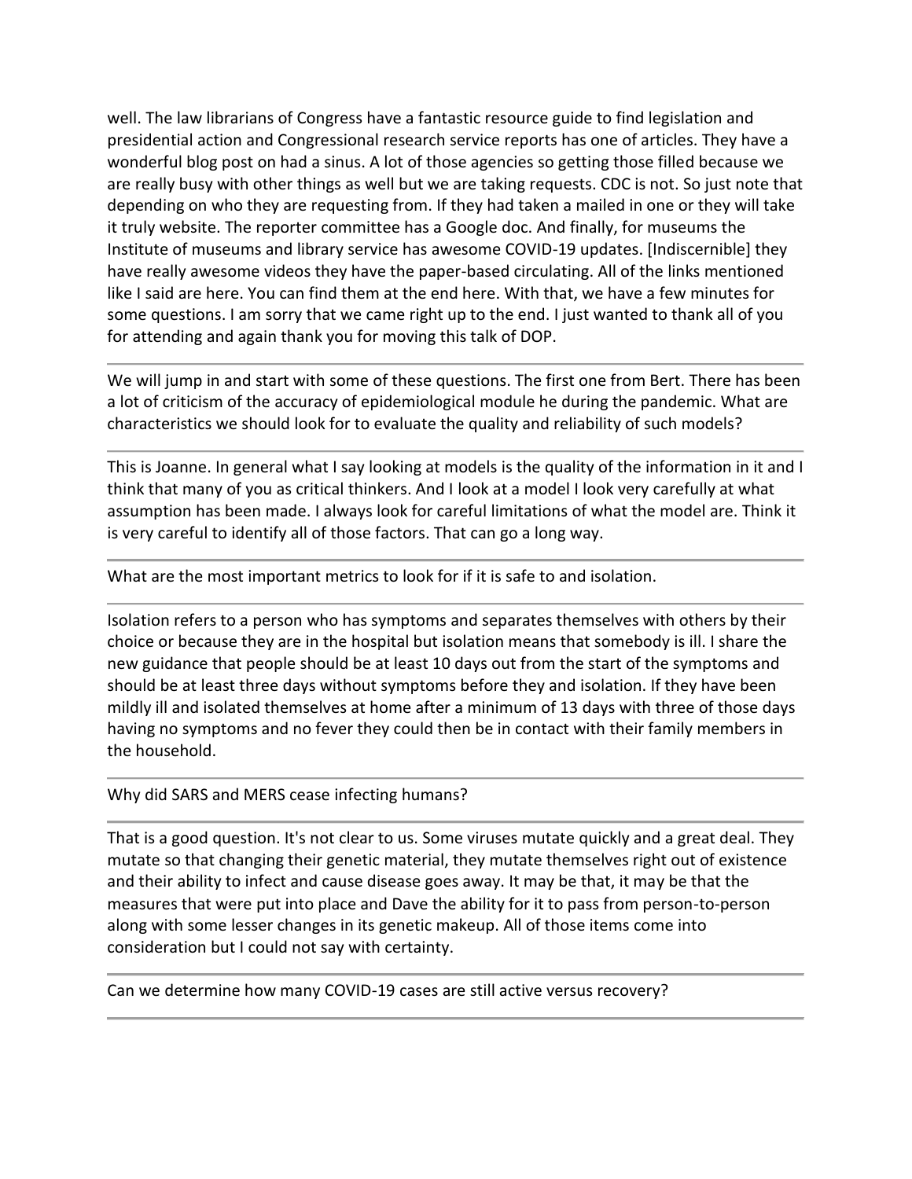well. The law librarians of Congress have a fantastic resource guide to find legislation and presidential action and Congressional research service reports has one of articles. They have a wonderful blog post on had a sinus. A lot of those agencies so getting those filled because we are really busy with other things as well but we are taking requests. CDC is not. So just note that depending on who they are requesting from. If they had taken a mailed in one or they will take it truly website. The reporter committee has a Google doc. And finally, for museums the Institute of museums and library service has awesome COVID-19 updates. [Indiscernible] they have really awesome videos they have the paper-based circulating. All of the links mentioned like I said are here. You can find them at the end here. With that, we have a few minutes for some questions. I am sorry that we came right up to the end. I just wanted to thank all of you for attending and again thank you for moving this talk of DOP.

---

We will jump in and start with some of these questions. The first one from Bert. There has been a lot of criticism of the accuracy of epidemiological module he during the pandemic. What are characteristics we should look for to evaluate the quality and reliability of such models?

---

This is Joanne. In general what I say looking at models is the quality of the information in it and I think that many of you as critical thinkers. And I look at a model I look very carefully at what assumption has been made. I always look for careful limitations of what the model are. Think it is very careful to identify all of those factors. That can go a long way.

---

What are the most important metrics to look for if it is safe to and isolation.

---

Isolation refers to a person who has symptoms and separates themselves with others by their choice or because they are in the hospital but isolation means that somebody is ill. I share the new guidance that people should be at least 10 days out from the start of the symptoms and should be at least three days without symptoms before they and isolation. If they have been mildly ill and isolated themselves at home after a minimum of 13 days with three of those days having no symptoms and no fever they could then be in contact with their family members in the household.

---

Why did SARS and MERS cease infecting humans?

---

That is a good question. It's not clear to us. Some viruses mutate quickly and a great deal. They mutate so that changing their genetic material, they mutate themselves right out of existence and their ability to infect and cause disease goes away. It may be that, it may be that the measures that were put into place and Dave the ability for it to pass from person-to-person along with some lesser changes in its genetic makeup. All of those items come into consideration but I could not say with certainty.

---

Can we determine how many COVID-19 cases are still active versus recovery?

---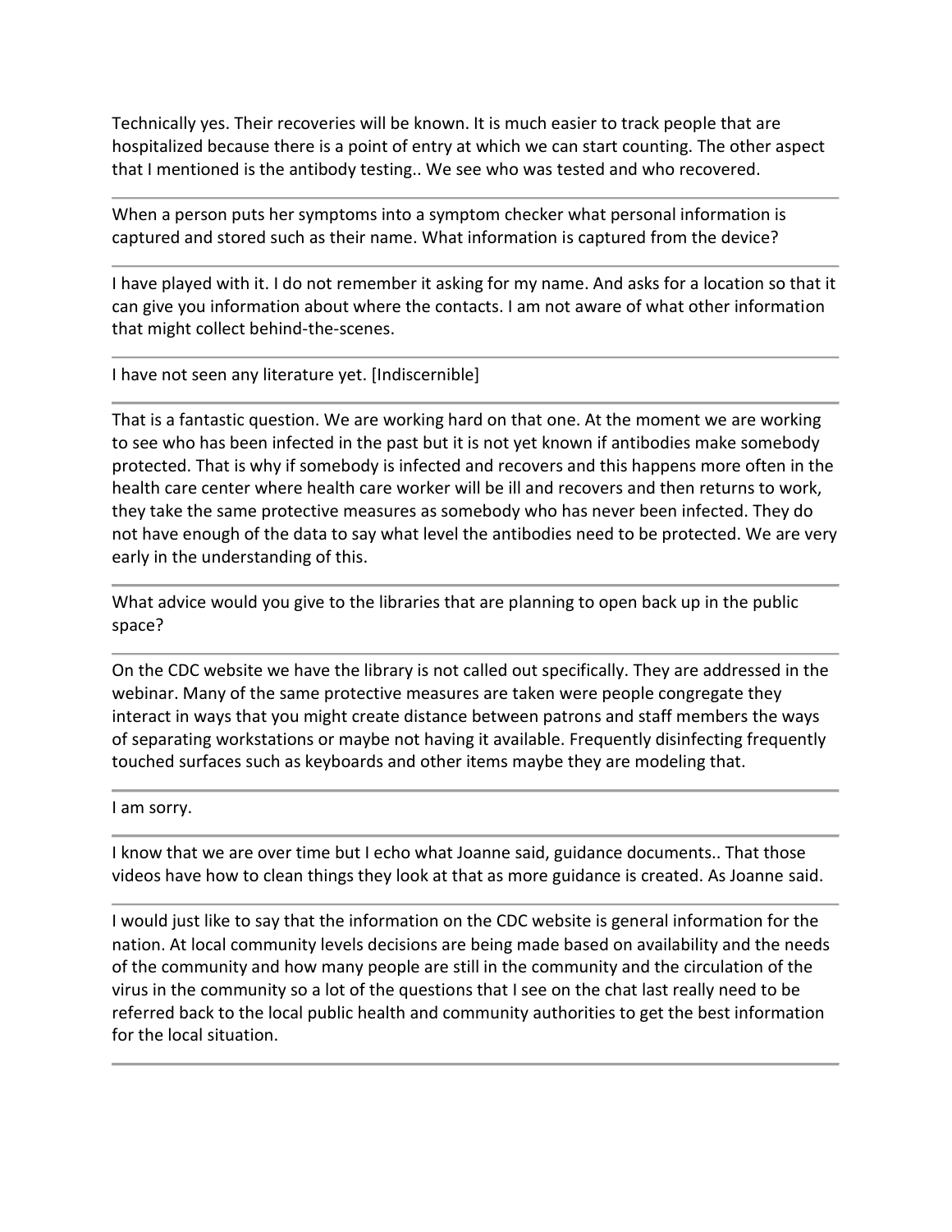Technically yes. Their recoveries will be known. It is much easier to track people that are hospitalized because there is a point of entry at which we can start counting. The other aspect that I mentioned is the antibody testing.. We see who was tested and who recovered.

---

When a person puts her symptoms into a symptom checker what personal information is captured and stored such as their name. What information is captured from the device?

---

I have played with it. I do not remember it asking for my name. And asks for a location so that it can give you information about where the contacts. I am not aware of what other information that might collect behind-the-scenes.

---

I have not seen any literature yet. [Indiscernible]

---

That is a fantastic question. We are working hard on that one. At the moment we are working to see who has been infected in the past but it is not yet known if antibodies make somebody protected. That is why if somebody is infected and recovers and this happens more often in the health care center where health care worker will be ill and recovers and then returns to work, they take the same protective measures as somebody who has never been infected. They do not have enough of the data to say what level the antibodies need to be protected. We are very early in the understanding of this.

---

What advice would you give to the libraries that are planning to open back up in the public space?

---

On the CDC website we have the library is not called out specifically. They are addressed in the webinar. Many of the same protective measures are taken were people congregate they interact in ways that you might create distance between patrons and staff members the ways of separating workstations or maybe not having it available. Frequently disinfecting frequently touched surfaces such as keyboards and other items maybe they are modeling that.

---

I am sorry.

---

I know that we are over time but I echo what Joanne said, guidance documents.. That those videos have how to clean things they look at that as more guidance is created. As Joanne said.

---

I would just like to say that the information on the CDC website is general information for the nation. At local community levels decisions are being made based on availability and the needs of the community and how many people are still in the community and the circulation of the virus in the community so a lot of the questions that I see on the chat last really need to be referred back to the local public health and community authorities to get the best information for the local situation.

---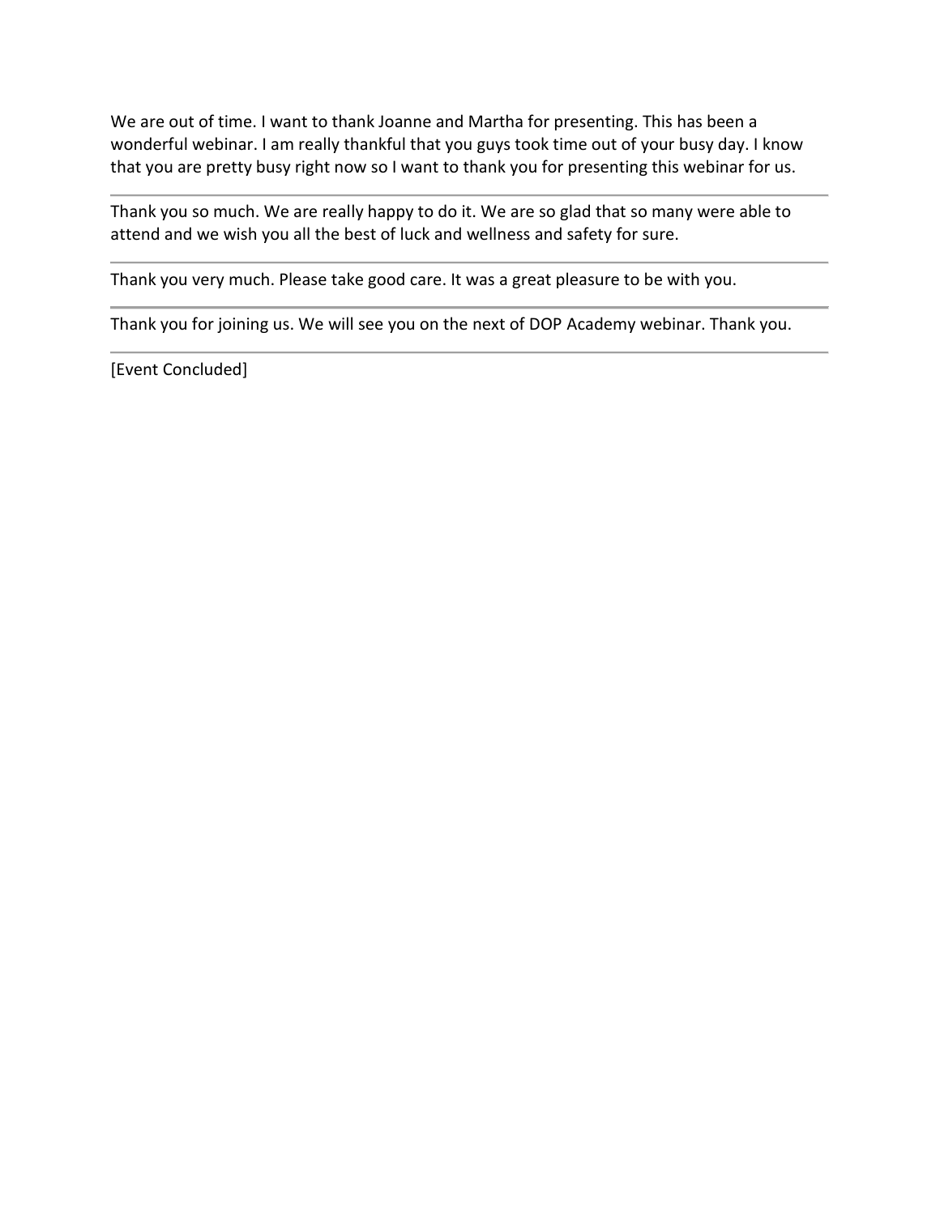We are out of time. I want to thank Joanne and Martha for presenting. This has been a wonderful webinar. I am really thankful that you guys took time out of your busy day. I know that you are pretty busy right now so I want to thank you for presenting this webinar for us.

---

Thank you so much. We are really happy to do it. We are so glad that so many were able to attend and we wish you all the best of luck and wellness and safety for sure.

---

Thank you very much. Please take good care. It was a great pleasure to be with you.

---

Thank you for joining us. We will see you on the next of DOP Academy webinar. Thank you.

---

[Event Concluded]